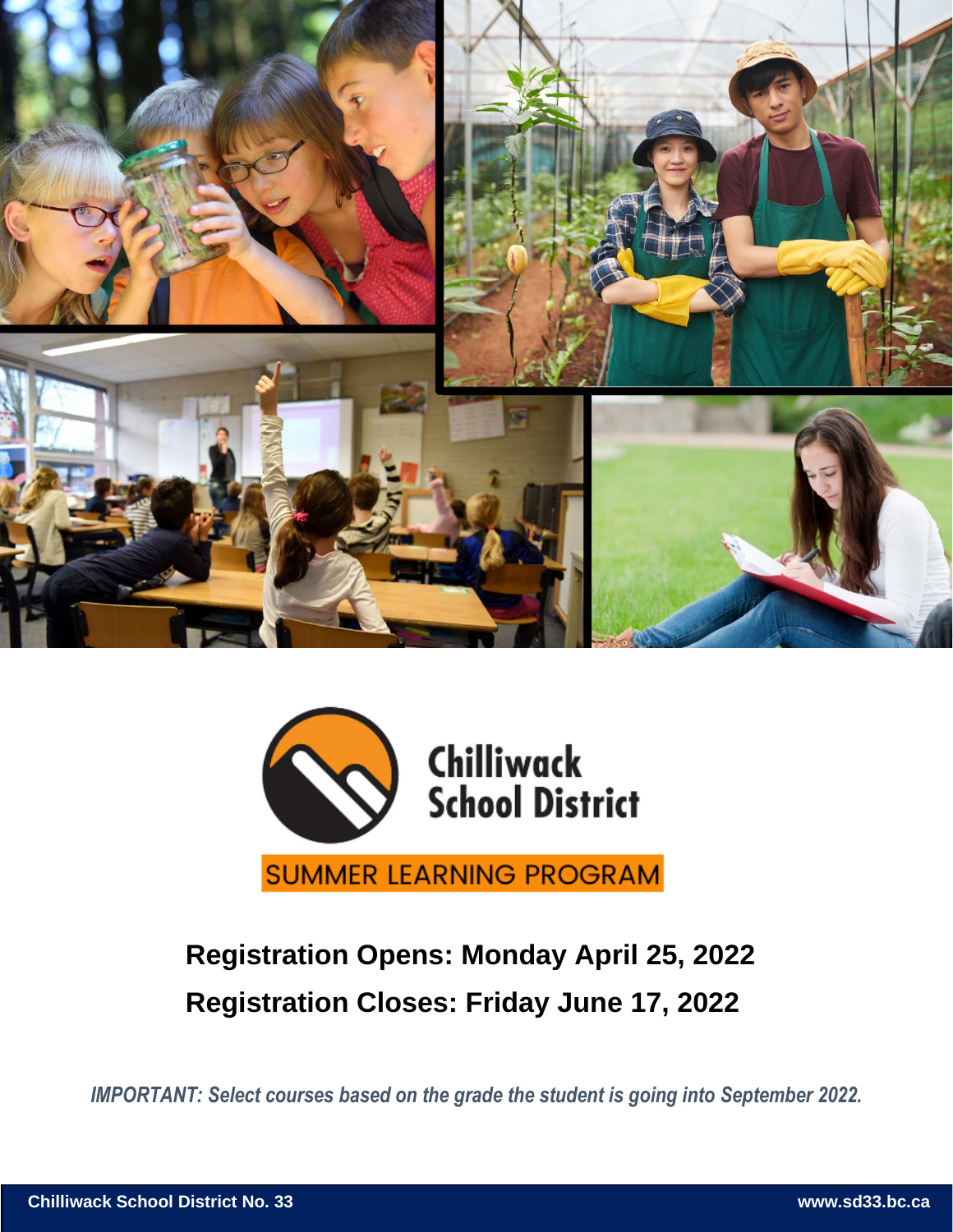Chilliwack School District

SUMMER LEARNING PROGRAM

**Registration Opens: Monday April 25, 2022**

**Registration Closes: Friday June 17, 2022**

***IMPORTANT: Select courses based on the grade the student is going into September 2022.***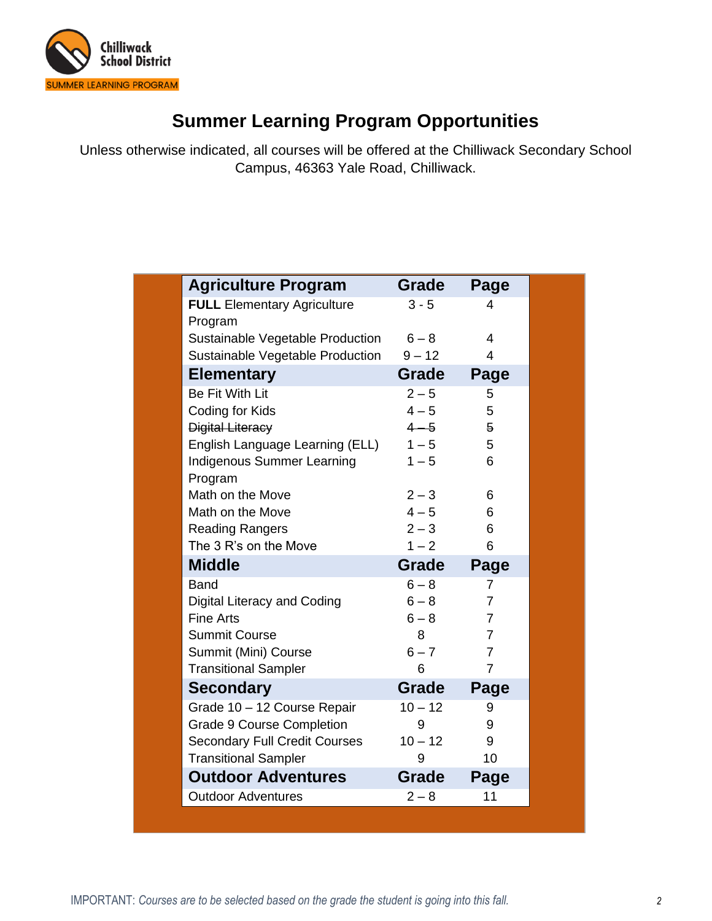Chilliwack School District

SUMMER LEARNING PROGRAM

# Summer Learning Program Opportunities

Unless otherwise indicated, all courses will be offered at the Chilliwack Secondary School Campus, 46363 Yale Road, Chilliwack.

| Agriculture Program | Grade | Page |
|---|---|---|
| **FULL** Elementary Agriculture Program | 3 - 5 | 4 |
| Sustainable Vegetable Production | 6 – 8 | 4 |
| Sustainable Vegetable Production | 9 – 12 | 4 |
| **Elementary** | **Grade** | **Page** |
| Be Fit With Lit | 2 – 5 | 5 |
| Coding for Kids | 4 – 5 | 5 |
| ~~Digital Literacy~~ | ~~4 – 5~~ | ~~5~~ |
| English Language Learning (ELL) | 1 – 5 | 5 |
| Indigenous Summer Learning Program | 1 – 5 | 6 |
| Math on the Move | 2 – 3 | 6 |
| Math on the Move | 4 – 5 | 6 |
| Reading Rangers | 2 – 3 | 6 |
| The 3 R's on the Move | 1 – 2 | 6 |
| **Middle** | **Grade** | **Page** |
| Band | 6 – 8 | 7 |
| Digital Literacy and Coding | 6 – 8 | 7 |
| Fine Arts | 6 – 8 | 7 |
| Summit Course | 8 | 7 |
| Summit (Mini) Course | 6 – 7 | 7 |
| Transitional Sampler | 6 | 7 |
| **Secondary** | **Grade** | **Page** |
| Grade 10 – 12 Course Repair | 10 – 12 | 9 |
| Grade 9 Course Completion | 9 | 9 |
| Secondary Full Credit Courses | 10 – 12 | 9 |
| Transitional Sampler | 9 | 10 |
| **Outdoor Adventures** | **Grade** | **Page** |
| Outdoor Adventures | 2 – 8 | 11 |

IMPORTANT: *Courses are to be selected based on the grade the student is going into this fall.*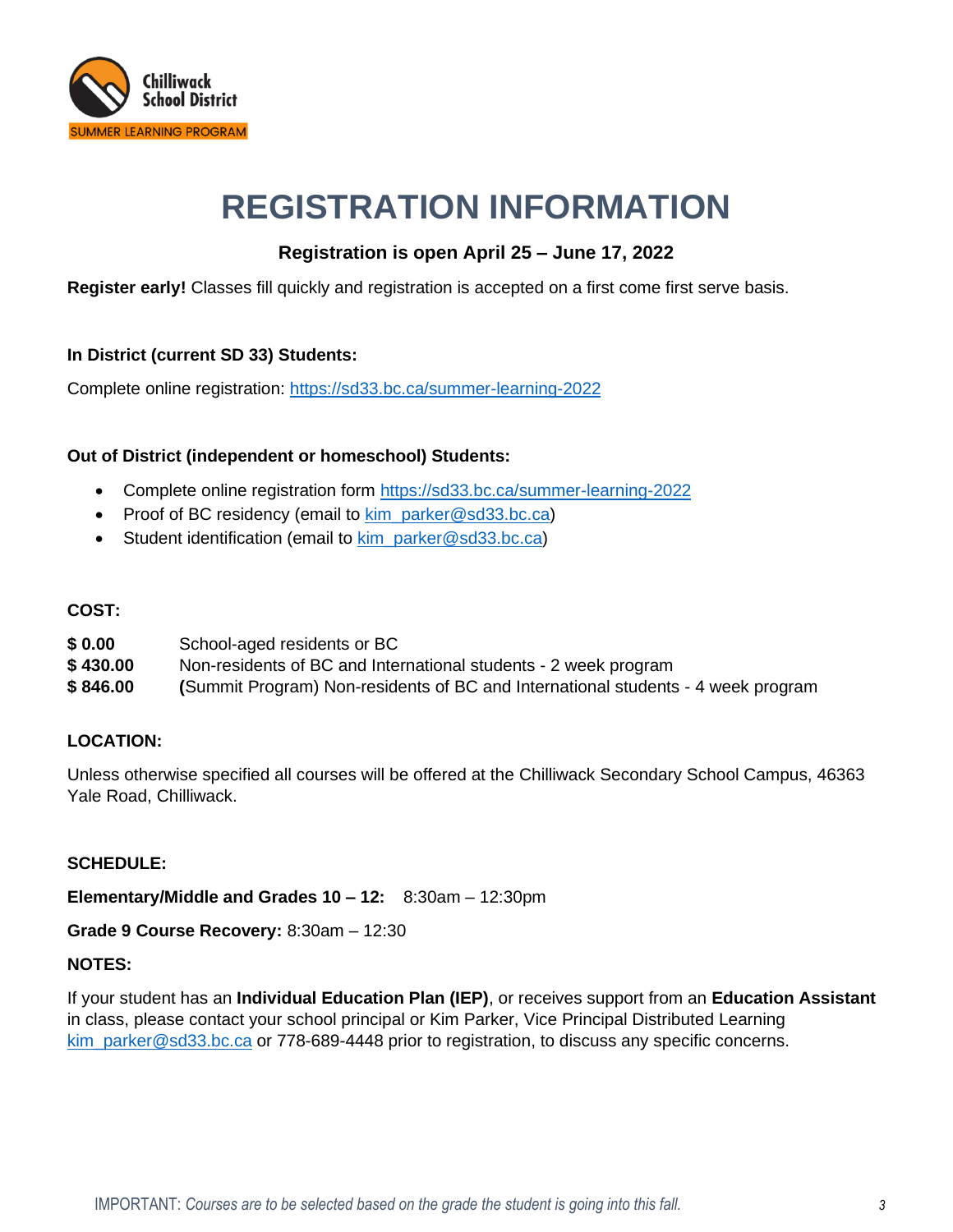Chilliwack School District

SUMMER LEARNING PROGRAM

# REGISTRATION INFORMATION

**Registration is open April 25 – June 17, 2022**

**Register early!** Classes fill quickly and registration is accepted on a first come first serve basis.

**In District (current SD 33) Students:**

Complete online registration: https://sd33.bc.ca/summer-learning-2022

**Out of District (independent or homeschool) Students:**

- Complete online registration form https://sd33.bc.ca/summer-learning-2022
- Proof of BC residency (email to kim_parker@sd33.bc.ca)
- Student identification (email to kim_parker@sd33.bc.ca)

**COST:**

| | |
|---|---|
| **$ 0.00** | School-aged residents or BC |
| **$ 430.00** | Non-residents of BC and International students - 2 week program |
| **$ 846.00** | **(**Summit Program) Non-residents of BC and International students - 4 week program |

**LOCATION:**

Unless otherwise specified all courses will be offered at the Chilliwack Secondary School Campus, 46363 Yale Road, Chilliwack.

**SCHEDULE:**

**Elementary/Middle and Grades 10 – 12:** 8:30am – 12:30pm

**Grade 9 Course Recovery:** 8:30am – 12:30

**NOTES:**

If your student has an **Individual Education Plan (IEP)**, or receives support from an **Education Assistant** in class, please contact your school principal or Kim Parker, Vice Principal Distributed Learning kim_parker@sd33.bc.ca or 778-689-4448 prior to registration, to discuss any specific concerns.

IMPORTANT: *Courses are to be selected based on the grade the student is going into this fall.*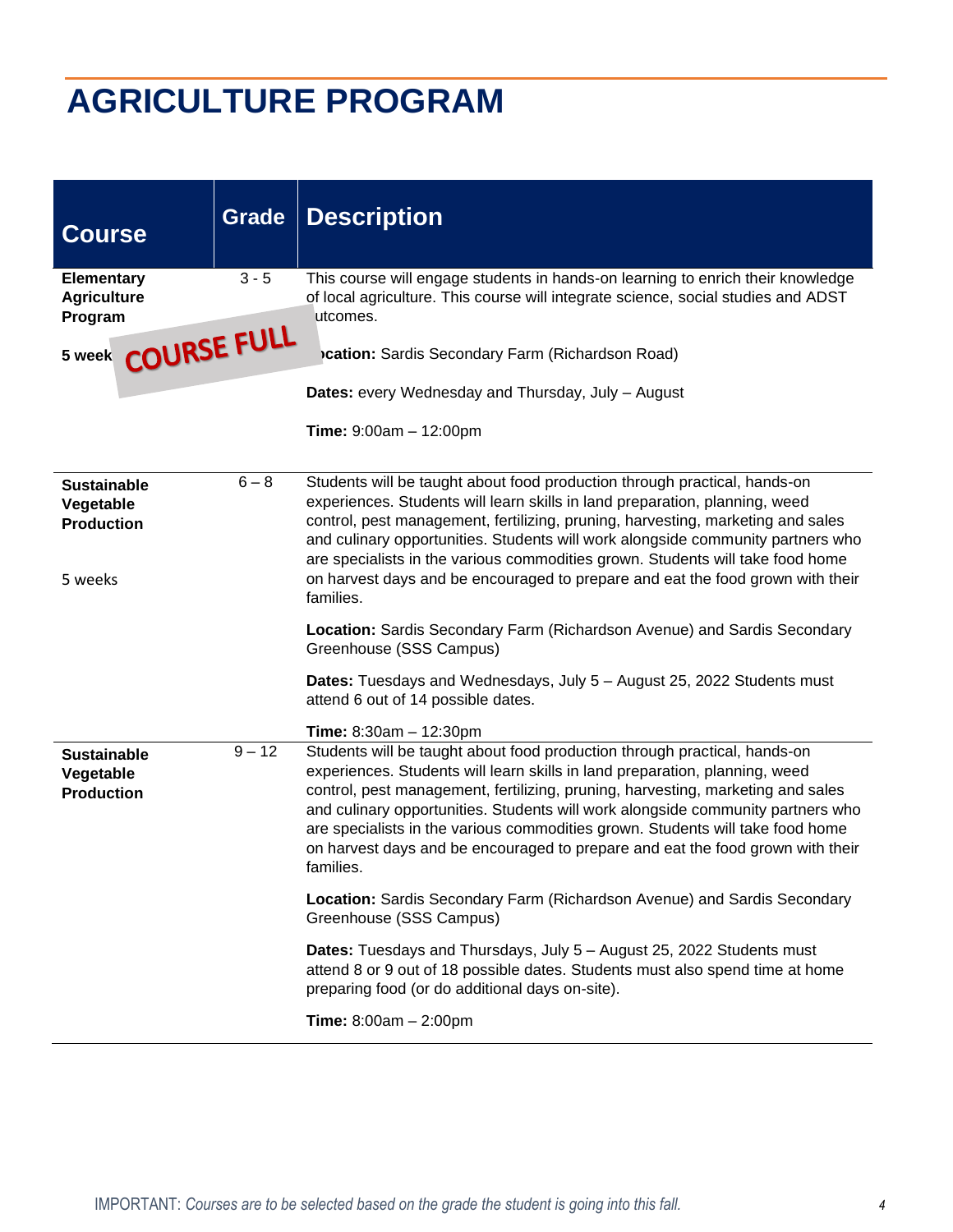# AGRICULTURE PROGRAM

| Course | Grade | Description |
|---|---|---|
| **Elementary Agriculture Program**<br><br>**5 week** COURSE FULL | 3 - 5 | This course will engage students in hands-on learning to enrich their knowledge of local agriculture. This course will integrate science, social studies and ADST outcomes.<br><br>**Location:** Sardis Secondary Farm (Richardson Road)<br><br>**Dates:** every Wednesday and Thursday, July – August<br><br>**Time:** 9:00am – 12:00pm |
| **Sustainable Vegetable Production**<br><br>5 weeks | 6 – 8 | Students will be taught about food production through practical, hands-on experiences. Students will learn skills in land preparation, planning, weed control, pest management, fertilizing, pruning, harvesting, marketing and sales and culinary opportunities. Students will work alongside community partners who are specialists in the various commodities grown. Students will take food home on harvest days and be encouraged to prepare and eat the food grown with their families.<br><br>**Location:** Sardis Secondary Farm (Richardson Avenue) and Sardis Secondary Greenhouse (SSS Campus)<br><br>**Dates:** Tuesdays and Wednesdays, July 5 – August 25, 2022 Students must attend 6 out of 14 possible dates.<br><br>**Time:** 8:30am – 12:30pm |
| **Sustainable Vegetable Production** | 9 – 12 | Students will be taught about food production through practical, hands-on experiences. Students will learn skills in land preparation, planning, weed control, pest management, fertilizing, pruning, harvesting, marketing and sales and culinary opportunities. Students will work alongside community partners who are specialists in the various commodities grown. Students will take food home on harvest days and be encouraged to prepare and eat the food grown with their families.<br><br>**Location:** Sardis Secondary Farm (Richardson Avenue) and Sardis Secondary Greenhouse (SSS Campus)<br><br>**Dates:** Tuesdays and Thursdays, July 5 – August 25, 2022 Students must attend 8 or 9 out of 18 possible dates. Students must also spend time at home preparing food (or do additional days on-site).<br><br>**Time:** 8:00am – 2:00pm |

IMPORTANT: *Courses are to be selected based on the grade the student is going into this fall.*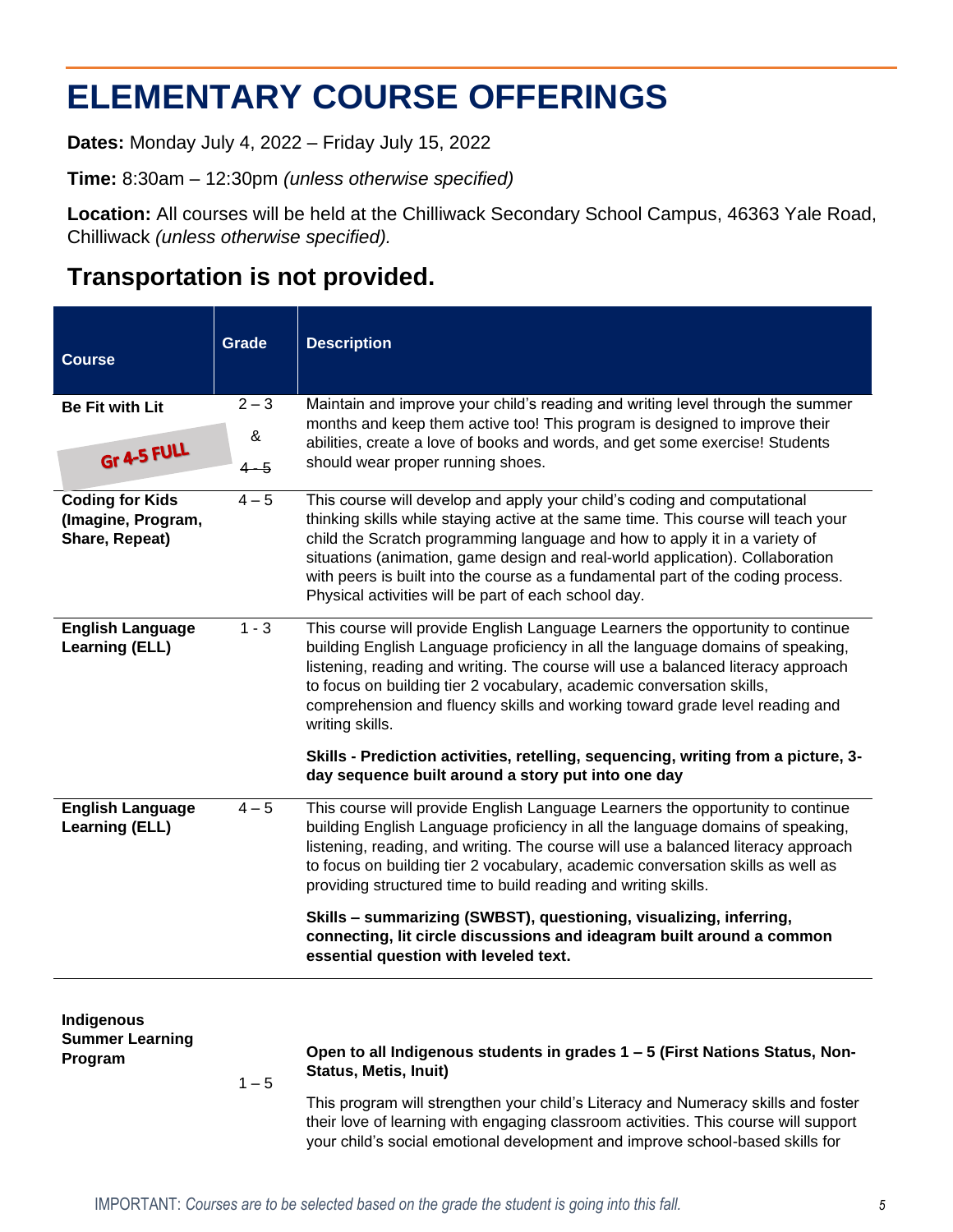# ELEMENTARY COURSE OFFERINGS

**Dates:** Monday July 4, 2022 – Friday July 15, 2022

**Time:** 8:30am – 12:30pm *(unless otherwise specified)*

**Location:** All courses will be held at the Chilliwack Secondary School Campus, 46363 Yale Road, Chilliwack *(unless otherwise specified).*

## Transportation is not provided.

| Course | Grade | Description |
|---|---|---|
| **Be Fit with Lit** Gr 4-5 FULL | 2 – 3 & ~~4 – 5~~ | Maintain and improve your child's reading and writing level through the summer months and keep them active too! This program is designed to improve their abilities, create a love of books and words, and get some exercise! Students should wear proper running shoes. |
| **Coding for Kids (Imagine, Program, Share, Repeat)** | 4 – 5 | This course will develop and apply your child's coding and computational thinking skills while staying active at the same time. This course will teach your child the Scratch programming language and how to apply it in a variety of situations (animation, game design and real-world application). Collaboration with peers is built into the course as a fundamental part of the coding process. Physical activities will be part of each school day. |
| **English Language Learning (ELL)** | 1 - 3 | This course will provide English Language Learners the opportunity to continue building English Language proficiency in all the language domains of speaking, listening, reading and writing. The course will use a balanced literacy approach to focus on building tier 2 vocabulary, academic conversation skills, comprehension and fluency skills and working toward grade level reading and writing skills.<br><br>**Skills - Prediction activities, retelling, sequencing, writing from a picture, 3-day sequence built around a story put into one day** |
| **English Language Learning (ELL)** | 4 – 5 | This course will provide English Language Learners the opportunity to continue building English Language proficiency in all the language domains of speaking, listening, reading, and writing. The course will use a balanced literacy approach to focus on building tier 2 vocabulary, academic conversation skills as well as providing structured time to build reading and writing skills.<br><br>**Skills – summarizing (SWBST), questioning, visualizing, inferring, connecting, lit circle discussions and ideagram built around a common essential question with leveled text.** |
| **Indigenous Summer Learning Program** | 1 – 5 | **Open to all Indigenous students in grades 1 – 5 (First Nations Status, Non-Status, Metis, Inuit)**<br><br>This program will strengthen your child's Literacy and Numeracy skills and foster their love of learning with engaging classroom activities. This course will support your child's social emotional development and improve school-based skills for |

IMPORTANT: *Courses are to be selected based on the grade the student is going into this fall.*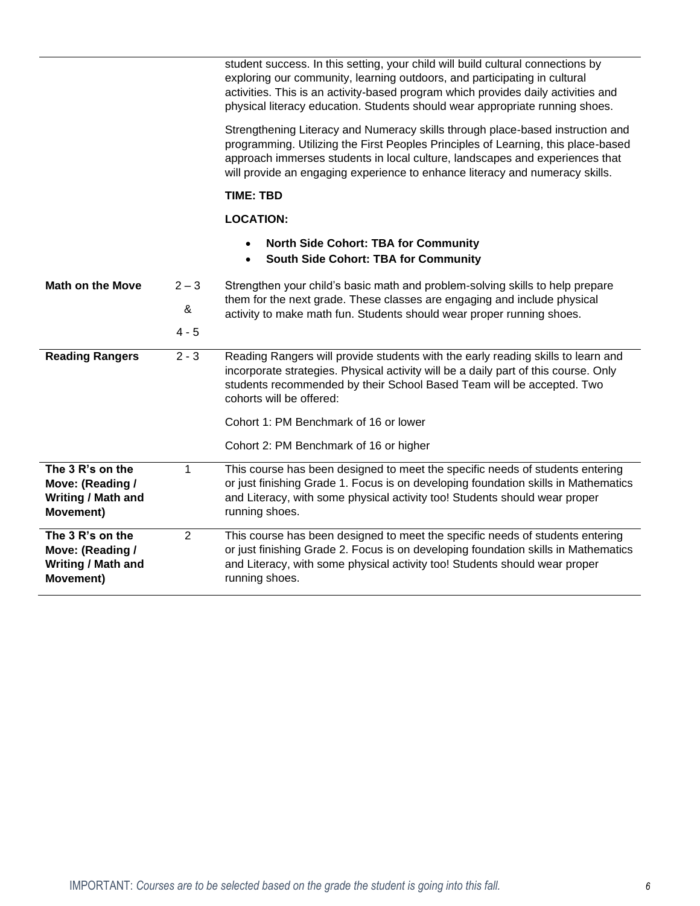| | | |
|---|---|---|
| | | student success. In this setting, your child will build cultural connections by exploring our community, learning outdoors, and participating in cultural activities. This is an activity-based program which provides daily activities and physical literacy education. Students should wear appropriate running shoes.<br><br>Strengthening Literacy and Numeracy skills through place-based instruction and programming. Utilizing the First Peoples Principles of Learning, this place-based approach immerses students in local culture, landscapes and experiences that will provide an engaging experience to enhance literacy and numeracy skills.<br><br>**TIME: TBD**<br><br>**LOCATION:**<br><br>• **North Side Cohort: TBA for Community**<br>• **South Side Cohort: TBA for Community** |
| **Math on the Move** | 2 – 3<br>&<br>4 - 5 | Strengthen your child's basic math and problem-solving skills to help prepare them for the next grade. These classes are engaging and include physical activity to make math fun. Students should wear proper running shoes. |
| **Reading Rangers** | 2 - 3 | Reading Rangers will provide students with the early reading skills to learn and incorporate strategies. Physical activity will be a daily part of this course. Only students recommended by their School Based Team will be accepted. Two cohorts will be offered:<br><br>Cohort 1: PM Benchmark of 16 or lower<br><br>Cohort 2: PM Benchmark of 16 or higher |
| **The 3 R's on the Move: (Reading / Writing / Math and Movement)** | 1 | This course has been designed to meet the specific needs of students entering or just finishing Grade 1. Focus is on developing foundation skills in Mathematics and Literacy, with some physical activity too! Students should wear proper running shoes. |
| **The 3 R's on the Move: (Reading / Writing / Math and Movement)** | 2 | This course has been designed to meet the specific needs of students entering or just finishing Grade 2. Focus is on developing foundation skills in Mathematics and Literacy, with some physical activity too! Students should wear proper running shoes. |

IMPORTANT: *Courses are to be selected based on the grade the student is going into this fall.*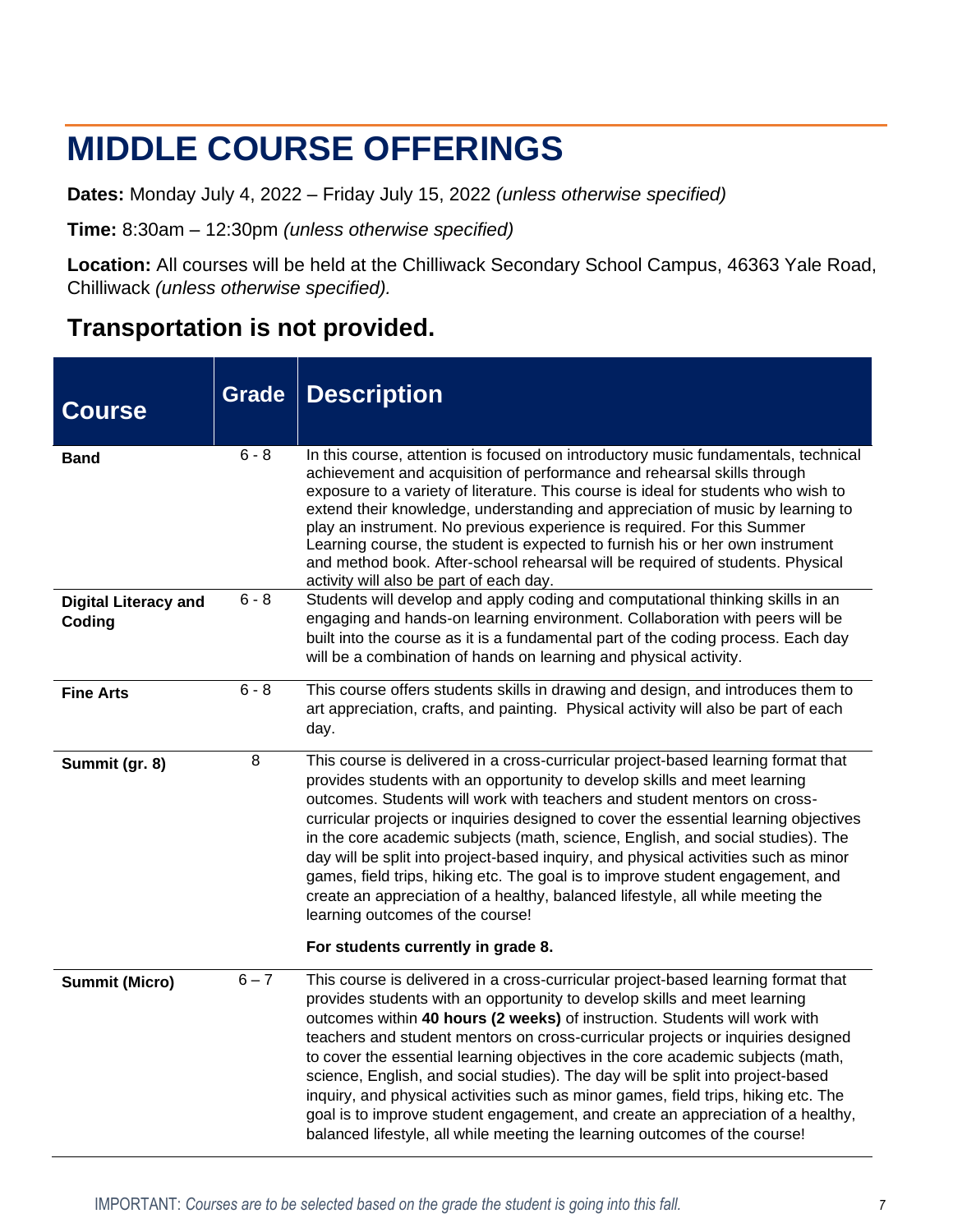# MIDDLE COURSE OFFERINGS

**Dates:** Monday July 4, 2022 – Friday July 15, 2022 *(unless otherwise specified)*

**Time:** 8:30am – 12:30pm *(unless otherwise specified)*

**Location:** All courses will be held at the Chilliwack Secondary School Campus, 46363 Yale Road, Chilliwack *(unless otherwise specified).*

## Transportation is not provided.

| Course | Grade | Description |
|---|---|---|
| **Band** | 6 - 8 | In this course, attention is focused on introductory music fundamentals, technical achievement and acquisition of performance and rehearsal skills through exposure to a variety of literature. This course is ideal for students who wish to extend their knowledge, understanding and appreciation of music by learning to play an instrument. No previous experience is required. For this Summer Learning course, the student is expected to furnish his or her own instrument and method book. After-school rehearsal will be required of students. Physical activity will also be part of each day. |
| **Digital Literacy and Coding** | 6 - 8 | Students will develop and apply coding and computational thinking skills in an engaging and hands-on learning environment. Collaboration with peers will be built into the course as it is a fundamental part of the coding process. Each day will be a combination of hands on learning and physical activity. |
| **Fine Arts** | 6 - 8 | This course offers students skills in drawing and design, and introduces them to art appreciation, crafts, and painting. Physical activity will also be part of each day. |
| **Summit (gr. 8)** | 8 | This course is delivered in a cross-curricular project-based learning format that provides students with an opportunity to develop skills and meet learning outcomes. Students will work with teachers and student mentors on cross-curricular projects or inquiries designed to cover the essential learning objectives in the core academic subjects (math, science, English, and social studies). The day will be split into project-based inquiry, and physical activities such as minor games, field trips, hiking etc. The goal is to improve student engagement, and create an appreciation of a healthy, balanced lifestyle, all while meeting the learning outcomes of the course!<br><br>**For students currently in grade 8.** |
| **Summit (Micro)** | 6 – 7 | This course is delivered in a cross-curricular project-based learning format that provides students with an opportunity to develop skills and meet learning outcomes within **40 hours (2 weeks)** of instruction. Students will work with teachers and student mentors on cross-curricular projects or inquiries designed to cover the essential learning objectives in the core academic subjects (math, science, English, and social studies). The day will be split into project-based inquiry, and physical activities such as minor games, field trips, hiking etc. The goal is to improve student engagement, and create an appreciation of a healthy, balanced lifestyle, all while meeting the learning outcomes of the course! |

IMPORTANT: *Courses are to be selected based on the grade the student is going into this fall.*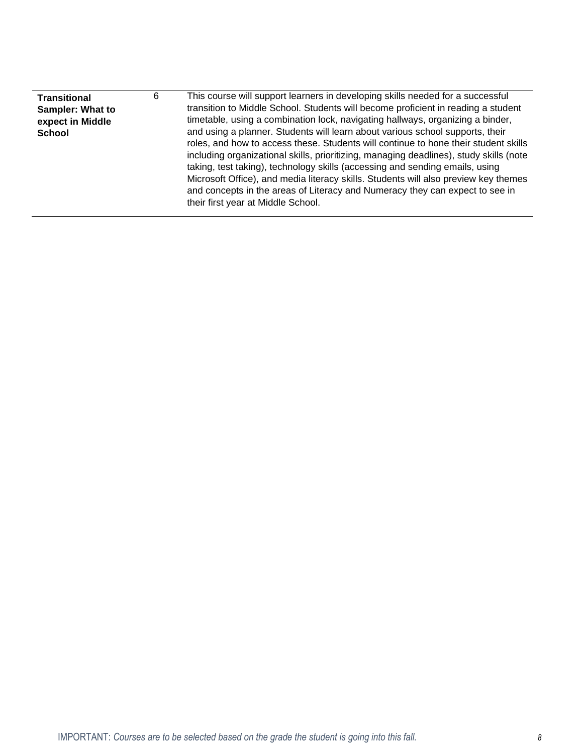| | | |
|---|---|---|
| **Transitional Sampler: What to expect in Middle School** | 6 | This course will support learners in developing skills needed for a successful transition to Middle School. Students will become proficient in reading a student timetable, using a combination lock, navigating hallways, organizing a binder, and using a planner. Students will learn about various school supports, their roles, and how to access these. Students will continue to hone their student skills including organizational skills, prioritizing, managing deadlines), study skills (note taking, test taking), technology skills (accessing and sending emails, using Microsoft Office), and media literacy skills. Students will also preview key themes and concepts in the areas of Literacy and Numeracy they can expect to see in their first year at Middle School. |

IMPORTANT: *Courses are to be selected based on the grade the student is going into this fall.*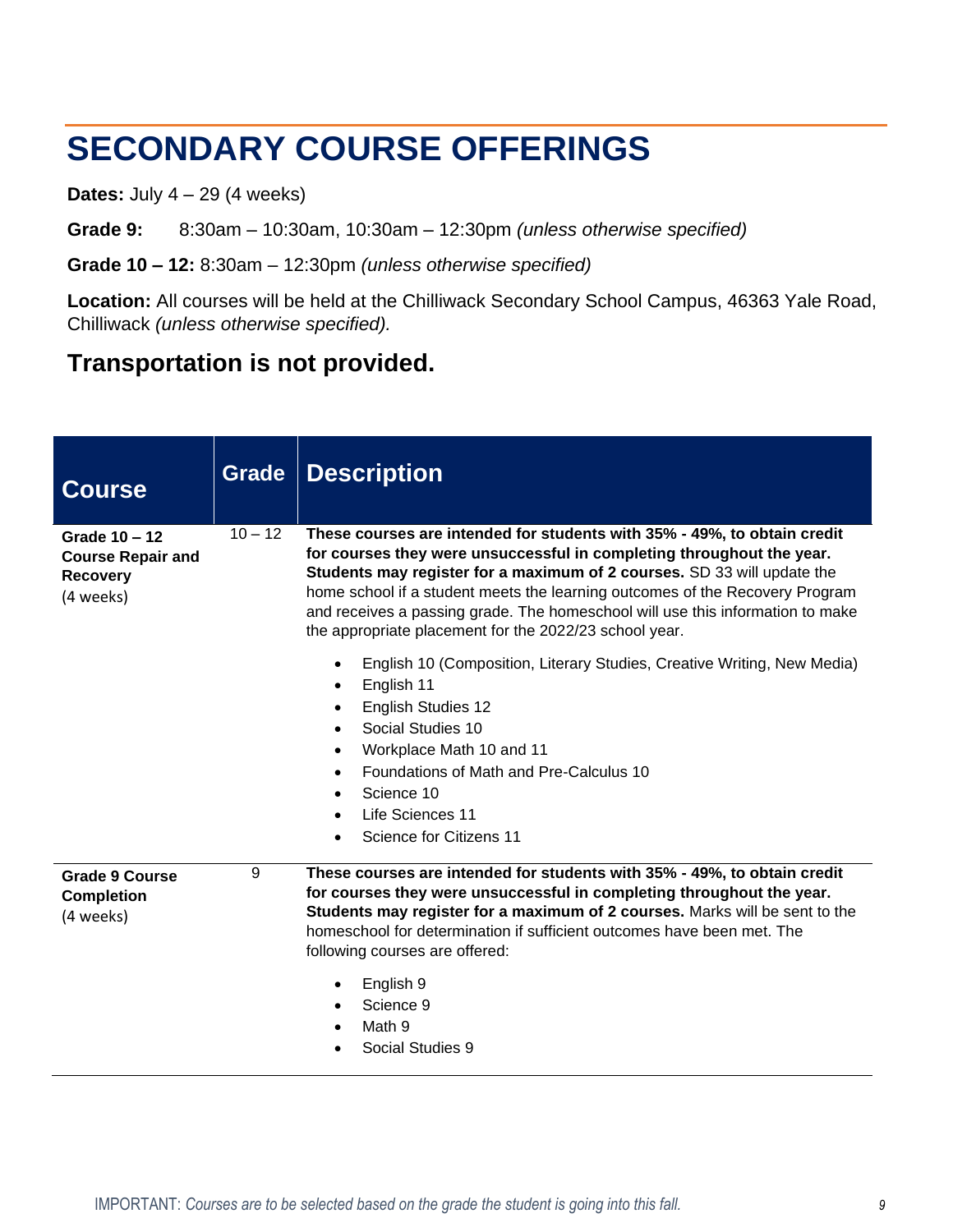# SECONDARY COURSE OFFERINGS

**Dates:** July 4 – 29 (4 weeks)

**Grade 9:** 8:30am – 10:30am, 10:30am – 12:30pm *(unless otherwise specified)*

**Grade 10 – 12:** 8:30am – 12:30pm *(unless otherwise specified)*

**Location:** All courses will be held at the Chilliwack Secondary School Campus, 46363 Yale Road, Chilliwack *(unless otherwise specified).*

## Transportation is not provided.

| Course | Grade | Description |
|---|---|---|
| **Grade 10 – 12 Course Repair and Recovery** (4 weeks) | 10 – 12 | **These courses are intended for students with 35% - 49%, to obtain credit for courses they were unsuccessful in completing throughout the year. Students may register for a maximum of 2 courses.** SD 33 will update the home school if a student meets the learning outcomes of the Recovery Program and receives a passing grade. The homeschool will use this information to make the appropriate placement for the 2022/23 school year.<br><br>• English 10 (Composition, Literary Studies, Creative Writing, New Media)<br>• English 11<br>• English Studies 12<br>• Social Studies 10<br>• Workplace Math 10 and 11<br>• Foundations of Math and Pre-Calculus 10<br>• Science 10<br>• Life Sciences 11<br>• Science for Citizens 11 |
| **Grade 9 Course Completion** (4 weeks) | 9 | **These courses are intended for students with 35% - 49%, to obtain credit for courses they were unsuccessful in completing throughout the year. Students may register for a maximum of 2 courses.** Marks will be sent to the homeschool for determination if sufficient outcomes have been met. The following courses are offered:<br><br>• English 9<br>• Science 9<br>• Math 9<br>• Social Studies 9 |

IMPORTANT: *Courses are to be selected based on the grade the student is going into this fall.*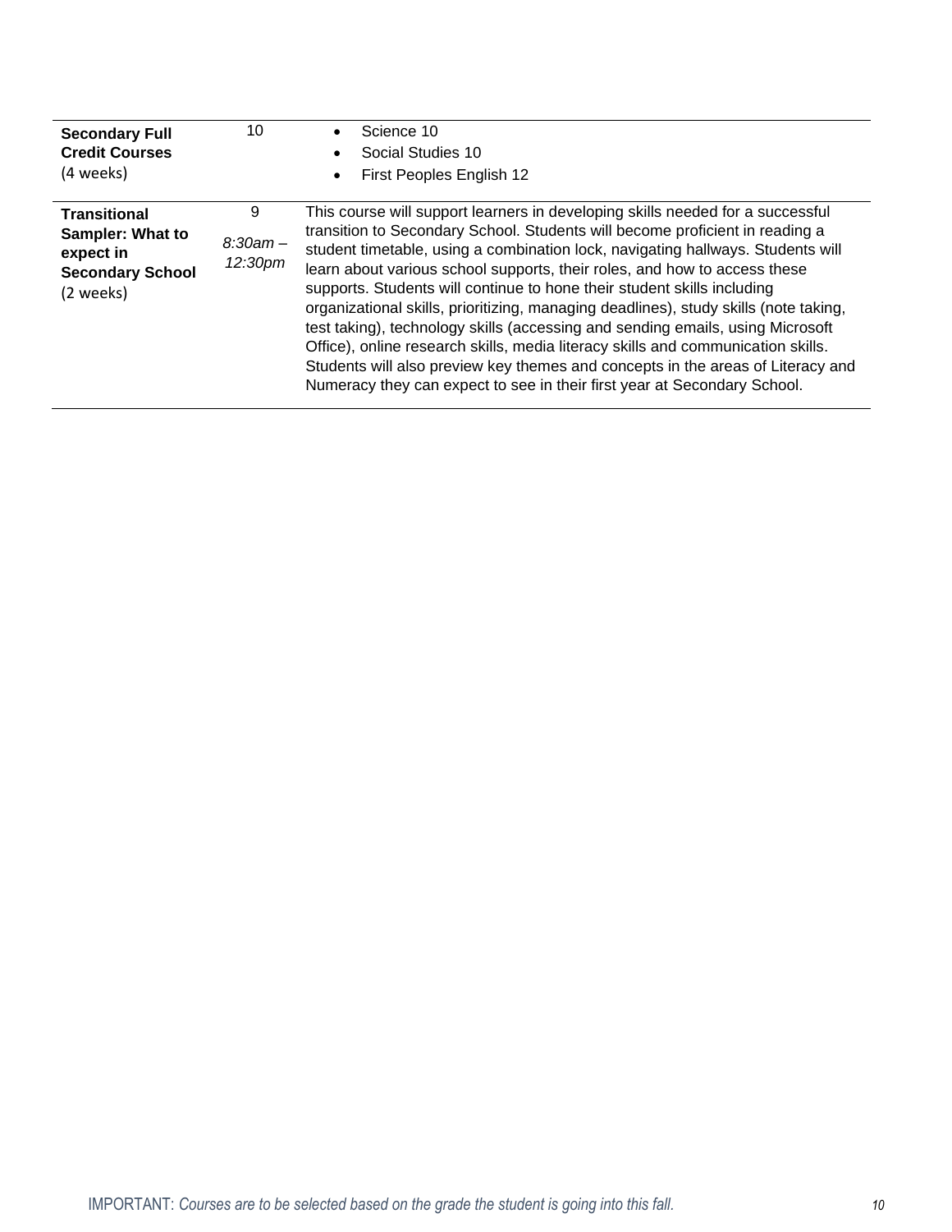| | | |
|---|---|---|
| **Secondary Full Credit Courses** (4 weeks) | 10 | • Science 10<br>• Social Studies 10<br>• First Peoples English 12 |
| **Transitional Sampler: What to expect in Secondary School** (2 weeks) | 9<br>*8:30am – 12:30pm* | This course will support learners in developing skills needed for a successful transition to Secondary School. Students will become proficient in reading a student timetable, using a combination lock, navigating hallways. Students will learn about various school supports, their roles, and how to access these supports. Students will continue to hone their student skills including organizational skills, prioritizing, managing deadlines), study skills (note taking, test taking), technology skills (accessing and sending emails, using Microsoft Office), online research skills, media literacy skills and communication skills. Students will also preview key themes and concepts in the areas of Literacy and Numeracy they can expect to see in their first year at Secondary School. |

IMPORTANT: *Courses are to be selected based on the grade the student is going into this fall.*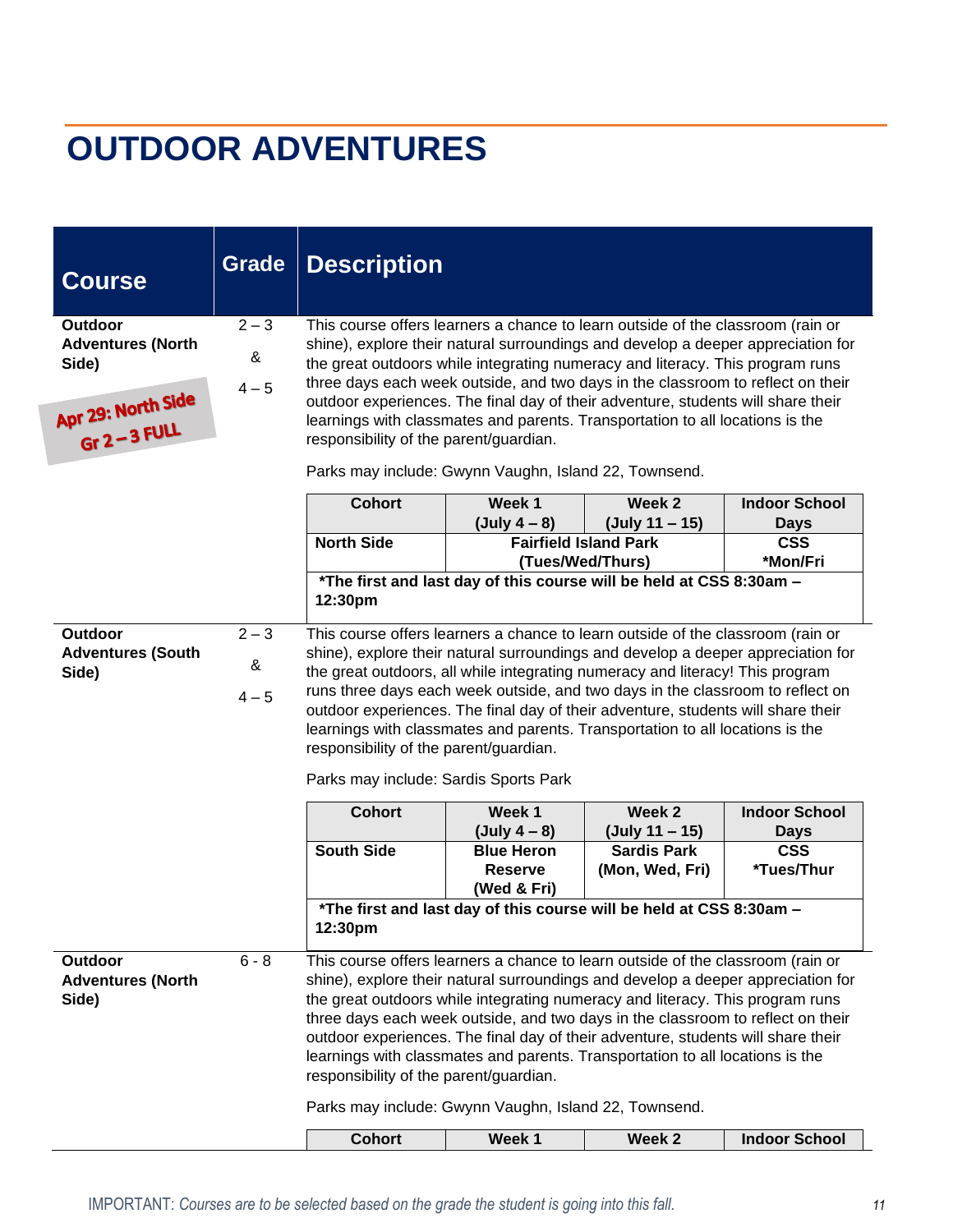# OUTDOOR ADVENTURES

| Course | Grade | Description |
|---|---|---|
| **Outdoor Adventures (North Side)**<br><br>**Apr 29: North Side Gr 2 – 3 FULL** | 2 – 3<br>&<br>4 – 5 | This course offers learners a chance to learn outside of the classroom (rain or shine), explore their natural surroundings and develop a deeper appreciation for the great outdoors while integrating numeracy and literacy. This program runs three days each week outside, and two days in the classroom to reflect on their outdoor experiences. The final day of their adventure, students will share their learnings with classmates and parents. Transportation to all locations is the responsibility of the parent/guardian.<br><br>Parks may include: Gwynn Vaughn, Island 22, Townsend. |

| Cohort | Week 1 (July 4 – 8) | Week 2 (July 11 – 15) | Indoor School Days |
|---|---|---|---|
| **North Side** | **Fairfield Island Park (Tues/Wed/Thurs)** | | **CSS *Mon/Fri** |
| ***The first and last day of this course will be held at CSS 8:30am – 12:30pm** | | | |

| Course | Grade | Description |
|---|---|---|
| **Outdoor Adventures (South Side)** | 2 – 3<br>&<br>4 – 5 | This course offers learners a chance to learn outside of the classroom (rain or shine), explore their natural surroundings and develop a deeper appreciation for the great outdoors, all while integrating numeracy and literacy! This program runs three days each week outside, and two days in the classroom to reflect on outdoor experiences. The final day of their adventure, students will share their learnings with classmates and parents. Transportation to all locations is the responsibility of the parent/guardian.<br><br>Parks may include: Sardis Sports Park |

| Cohort | Week 1 (July 4 – 8) | Week 2 (July 11 – 15) | Indoor School Days |
|---|---|---|---|
| **South Side** | **Blue Heron Reserve (Wed & Fri)** | **Sardis Park (Mon, Wed, Fri)** | **CSS *Tues/Thur** |
| ***The first and last day of this course will be held at CSS 8:30am – 12:30pm** | | | |

| Course | Grade | Description |
|---|---|---|
| **Outdoor Adventures (North Side)** | 6 - 8 | This course offers learners a chance to learn outside of the classroom (rain or shine), explore their natural surroundings and develop a deeper appreciation for the great outdoors while integrating numeracy and literacy. This program runs three days each week outside, and two days in the classroom to reflect on their outdoor experiences. The final day of their adventure, students will share their learnings with classmates and parents. Transportation to all locations is the responsibility of the parent/guardian.<br><br>Parks may include: Gwynn Vaughn, Island 22, Townsend. |

| Cohort | Week 1 | Week 2 | Indoor School |
|---|---|---|---|

IMPORTANT: *Courses are to be selected based on the grade the student is going into this fall.*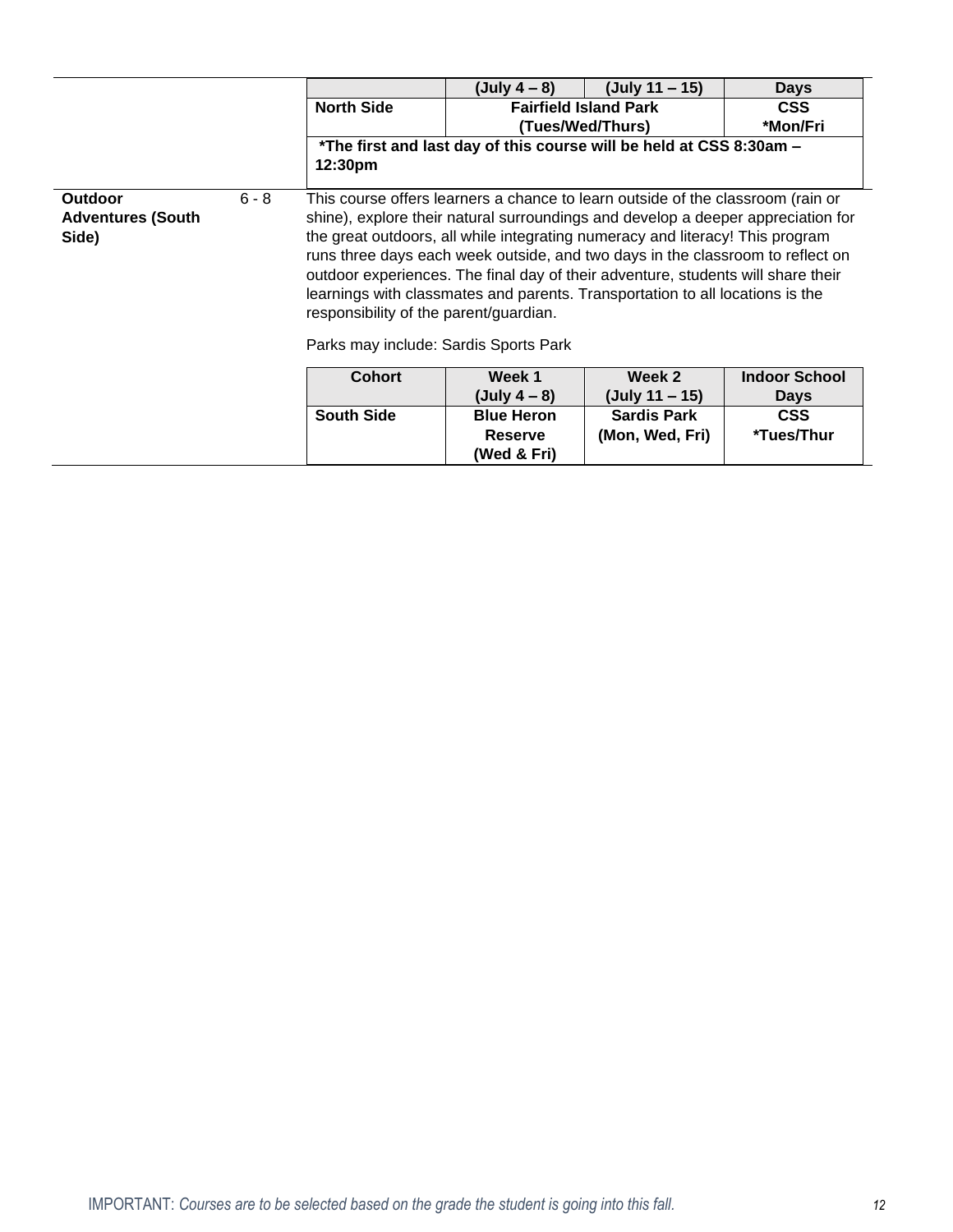| | (July 4 – 8) | (July 11 – 15) | Days |
|---|---|---|---|
| **North Side** | **Fairfield Island Park (Tues/Wed/Thurs)** | | **CSS *Mon/Fri** |
| ***The first and last day of this course will be held at CSS 8:30am – 12:30pm** | | | |

**Outdoor Adventures (South Side)** 6 - 8

This course offers learners a chance to learn outside of the classroom (rain or shine), explore their natural surroundings and develop a deeper appreciation for the great outdoors, all while integrating numeracy and literacy! This program runs three days each week outside, and two days in the classroom to reflect on outdoor experiences. The final day of their adventure, students will share their learnings with classmates and parents. Transportation to all locations is the responsibility of the parent/guardian.

Parks may include: Sardis Sports Park

| Cohort | Week 1 (July 4 – 8) | Week 2 (July 11 – 15) | Indoor School Days |
|---|---|---|---|
| **South Side** | **Blue Heron Reserve (Wed & Fri)** | **Sardis Park (Mon, Wed, Fri)** | **CSS *Tues/Thur** |

IMPORTANT: *Courses are to be selected based on the grade the student is going into this fall.*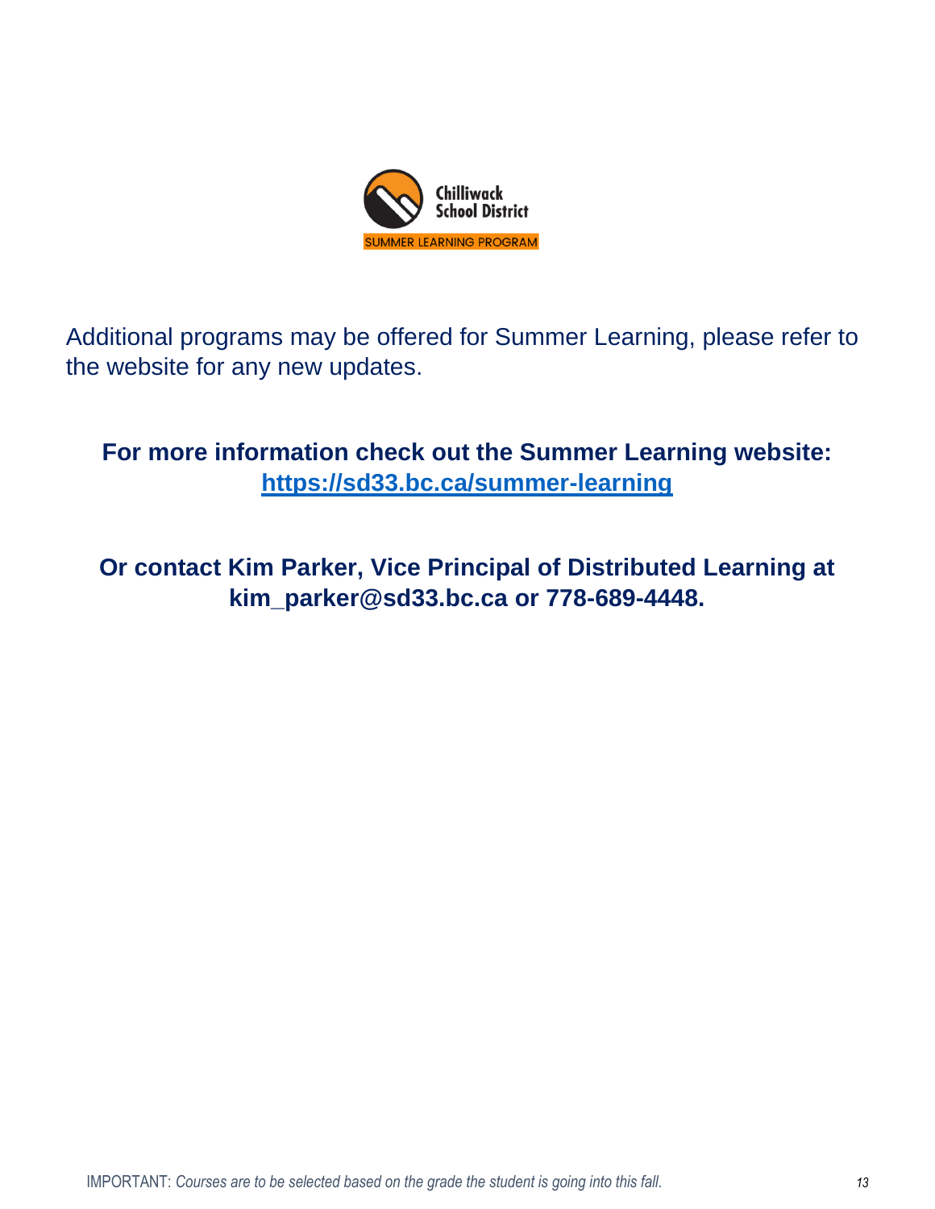Additional programs may be offered for Summer Learning, please refer to the website for any new updates.

**For more information check out the Summer Learning website: https://sd33.bc.ca/summer-learning**

**Or contact Kim Parker, Vice Principal of Distributed Learning at kim_parker@sd33.bc.ca or 778-689-4448.**

IMPORTANT: *Courses are to be selected based on the grade the student is going into this fall.*